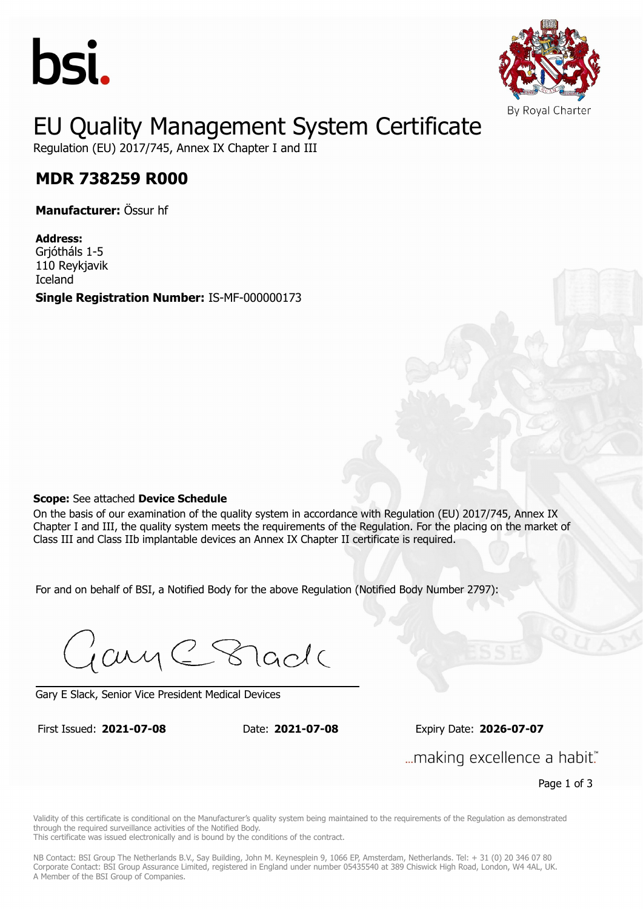bsi.

By Royal Charter

# EU Quality Management System Certificate

Regulation (EU) 2017/745, Annex IX Chapter I and III

## MDR 738259 R000

**Manufacturer:** Össur hf

**Address:**
Grjótháls 1-5
110 Reykjavik
Iceland

**Single Registration Number:** IS-MF-000000173

**Scope:** See attached **Device Schedule**

On the basis of our examination of the quality system in accordance with Regulation (EU) 2017/745, Annex IX Chapter I and III, the quality system meets the requirements of the Regulation. For the placing on the market of Class III and Class IIb implantable devices an Annex IX Chapter II certificate is required.

For and on behalf of BSI, a Notified Body for the above Regulation (Notified Body Number 2797):

Gary E Slack, Senior Vice President Medical Devices

First Issued: **2021-07-08** Date: **2021-07-08** Expiry Date: **2026-07-07**

...making excellence a habit.™

Validity of this certificate is conditional on the Manufacturer's quality system being maintained to the requirements of the Regulation as demonstrated through the required surveillance activities of the Notified Body.
This certificate was issued electronically and is bound by the conditions of the contract.

NB Contact: BSI Group The Netherlands B.V., Say Building, John M. Keynesplein 9, 1066 EP, Amsterdam, Netherlands. Tel: + 31 (0) 20 346 07 80
Corporate Contact: BSI Group Assurance Limited, registered in England under number 05435540 at 389 Chiswick High Road, London, W4 4AL, UK.
A Member of the BSI Group of Companies.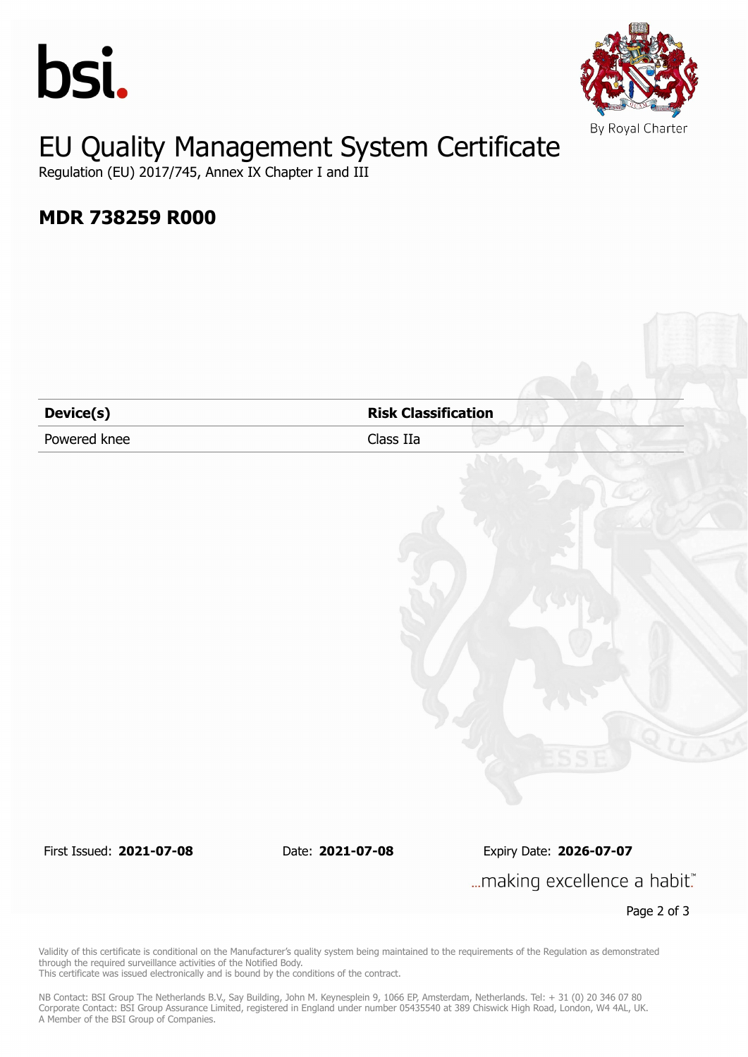bsi.

By Royal Charter

# EU Quality Management System Certificate

Regulation (EU) 2017/745, Annex IX Chapter I and III

## MDR 738259 R000

| **Device(s)** | **Risk Classification** |
|---|---|
| Powered knee | Class IIa |

First Issued: **2021-07-08** Date: **2021-07-08** Expiry Date: **2026-07-07**

...making excellence a habit.™

Validity of this certificate is conditional on the Manufacturer's quality system being maintained to the requirements of the Regulation as demonstrated through the required surveillance activities of the Notified Body.
This certificate was issued electronically and is bound by the conditions of the contract.

NB Contact: BSI Group The Netherlands B.V., Say Building, John M. Keynesplein 9, 1066 EP, Amsterdam, Netherlands. Tel: + 31 (0) 20 346 07 80
Corporate Contact: BSI Group Assurance Limited, registered in England under number 05435540 at 389 Chiswick High Road, London, W4 4AL, UK.
A Member of the BSI Group of Companies.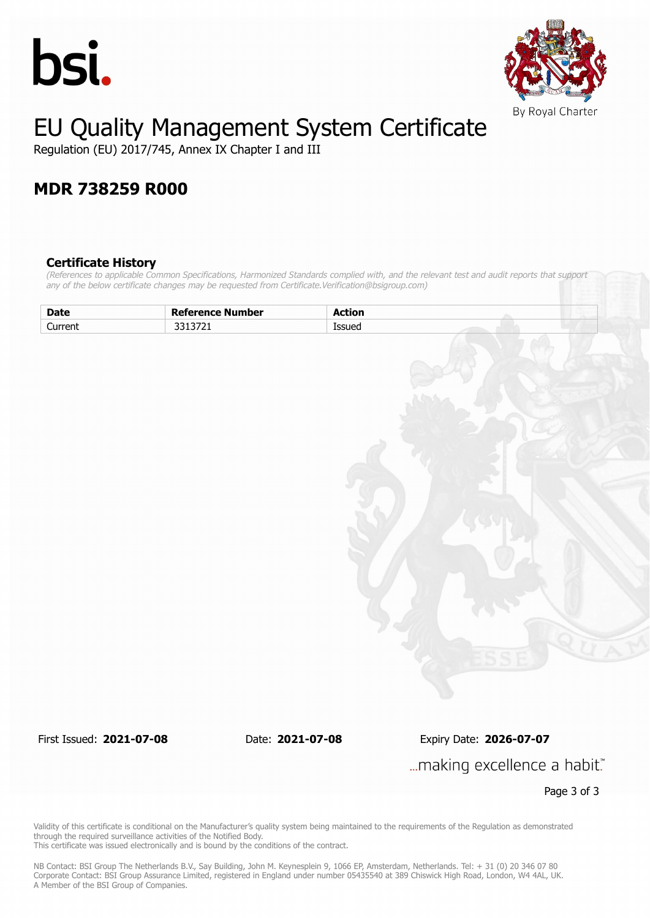# EU Quality Management System Certificate

Regulation (EU) 2017/745, Annex IX Chapter I and III

## MDR 738259 R000

### Certificate History

*(References to applicable Common Specifications, Harmonized Standards complied with, and the relevant test and audit reports that support any of the below certificate changes may be requested from Certificate.Verification@bsigroup.com)*

| Date | Reference Number | Action |
|---|---|---|
| Current | 3313721 | Issued |

First Issued: **2021-07-08** Date: **2021-07-08** Expiry Date: **2026-07-07**

...making excellence a habit.™

Validity of this certificate is conditional on the Manufacturer's quality system being maintained to the requirements of the Regulation as demonstrated through the required surveillance activities of the Notified Body.
This certificate was issued electronically and is bound by the conditions of the contract.

NB Contact: BSI Group The Netherlands B.V., Say Building, John M. Keynesplein 9, 1066 EP, Amsterdam, Netherlands. Tel: + 31 (0) 20 346 07 80
Corporate Contact: BSI Group Assurance Limited, registered in England under number 05435540 at 389 Chiswick High Road, London, W4 4AL, UK.
A Member of the BSI Group of Companies.